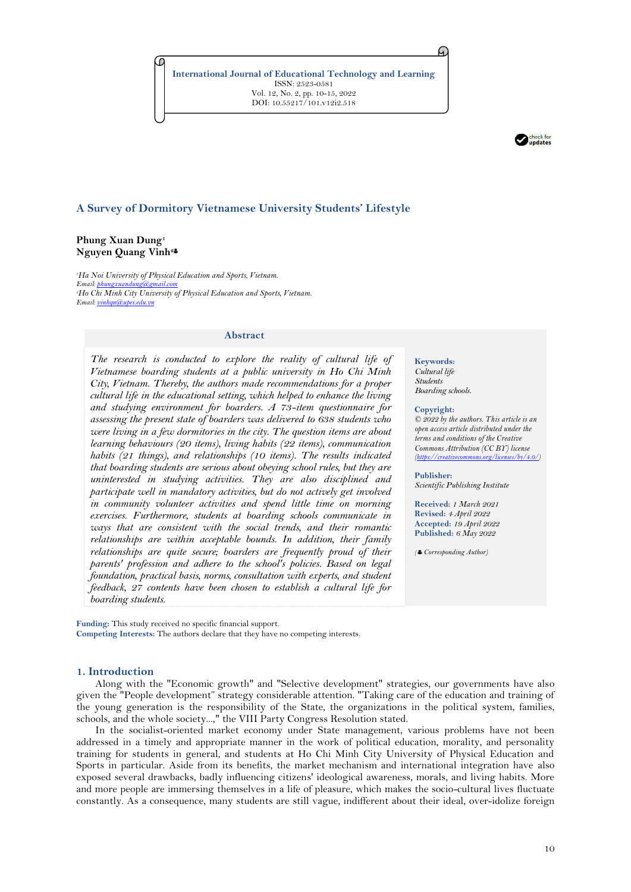International Journal of Educational Technology and Learning
ISSN: 2523-0581
Vol. 12, No. 2, pp. 10-15, 2022
DOI: 10.55217/101.v12i2.518

# A Survey of Dormitory Vietnamese University Students' Lifestyle

**Phung Xuan Dung**[1]
**Nguyen Quang Vinh**[2]♣

[1]*Ha Noi University of Physical Education and Sports, Vietnam.*
*Email: phungxuandung@gmail.com*
[2]*Ho Chi Minh City University of Physical Education and Sports, Vietnam.*
*Email: vinhqn@upes.edu.vn*

## Abstract

*The research is conducted to explore the reality of cultural life of Vietnamese boarding students at a public university in Ho Chi Minh City, Vietnam. Thereby, the authors made recommendations for a proper cultural life in the educational setting, which helped to enhance the living and studying environment for boarders. A 73-item questionnaire for assessing the present state of boarders was delivered to 638 students who were living in a few dormitories in the city. The question items are about learning behaviours (20 items), living habits (22 items), communication habits (21 things), and relationships (10 items). The results indicated that boarding students are serious about obeying school rules, but they are uninterested in studying activities. They are also disciplined and participate well in mandatory activities, but do not actively get involved in community volunteer activities and spend little time on morning exercises. Furthermore, students at boarding schools communicate in ways that are consistent with the social trends, and their romantic relationships are within acceptable bounds. In addition, their family relationships are quite secure; boarders are frequently proud of their parents' profession and adhere to the school's policies. Based on legal foundation, practical basis, norms, consultation with experts, and student feedback, 27 contents have been chosen to establish a cultural life for boarding students.*

**Keywords:**
*Cultural life*
*Students*
*Boarding schools.*

**Copyright:**
*© 2022 by the authors. This article is an open access article distributed under the terms and conditions of the Creative Commons Attribution (CC BY) license (https://creativecommons.org/licenses/by/4.0/)*

**Publisher:**
*Scientific Publishing Institute*

**Received:** *1 March 2021*
**Revised:** *4 April 2022*
**Accepted:** *19 April 2022*
**Published:** *6 May 2022*

*(♣ Corresponding Author)*

**Funding:** This study received no specific financial support.
**Competing Interests:** The authors declare that they have no competing interests.

## 1. Introduction

Along with the "Economic growth" and "Selective development" strategies, our governments have also given the "People development" strategy considerable attention. "Taking care of the education and training of the young generation is the responsibility of the State, the organizations in the political system, families, schools, and the whole society...," the VIII Party Congress Resolution stated.

In the socialist-oriented market economy under State management, various problems have not been addressed in a timely and appropriate manner in the work of political education, morality, and personality training for students in general, and students at Ho Chi Minh City University of Physical Education and Sports in particular. Aside from its benefits, the market mechanism and international integration have also exposed several drawbacks, badly influencing citizens' ideological awareness, morals, and living habits. More and more people are immersing themselves in a life of pleasure, which makes the socio-cultural lives fluctuate constantly. As a consequence, many students are still vague, indifferent about their ideal, over-idolize foreign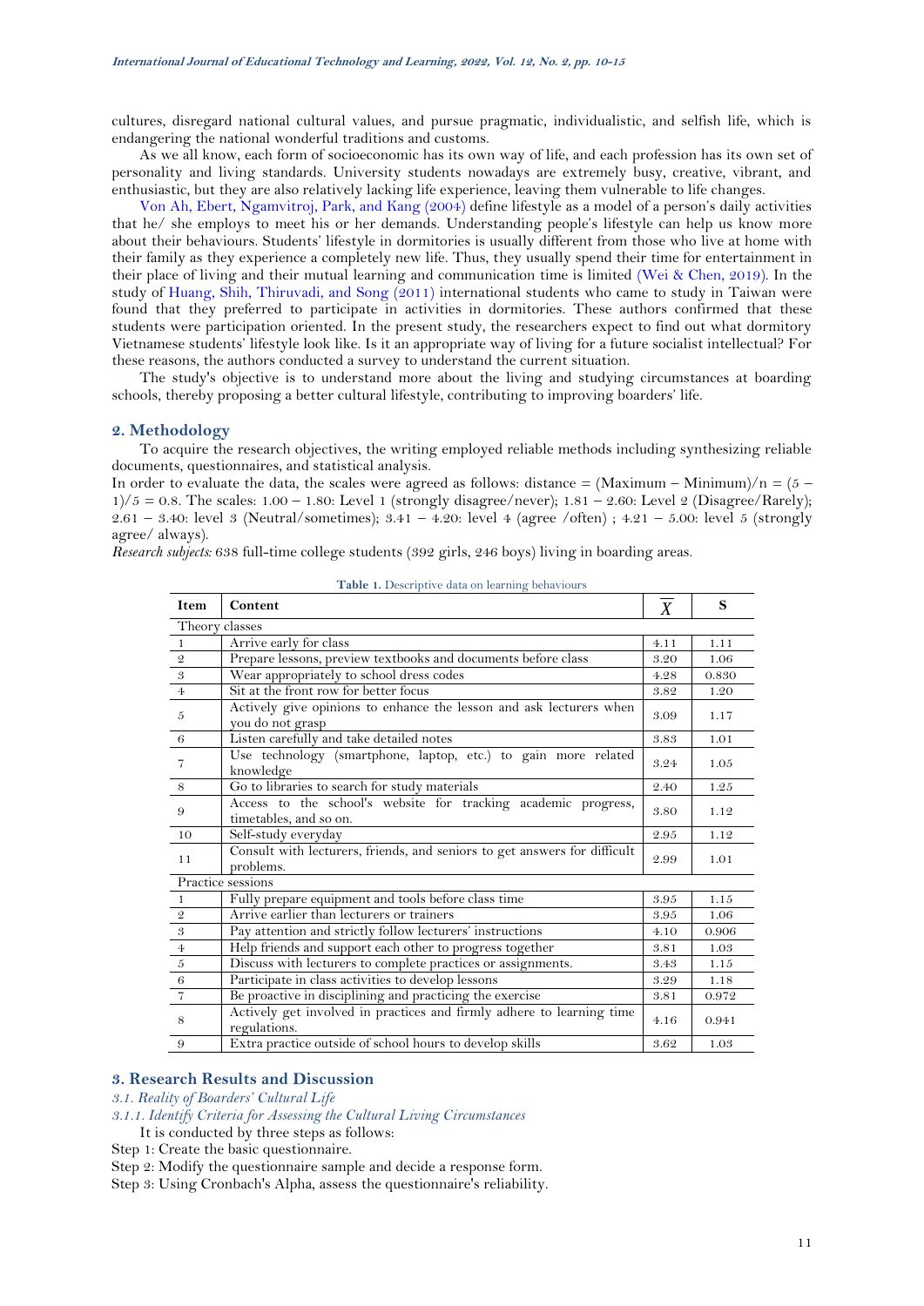cultures, disregard national cultural values, and pursue pragmatic, individualistic, and selfish life, which is endangering the national wonderful traditions and customs.

As we all know, each form of socioeconomic has its own way of life, and each profession has its own set of personality and living standards. University students nowadays are extremely busy, creative, vibrant, and enthusiastic, but they are also relatively lacking life experience, leaving them vulnerable to life changes.

Von Ah, Ebert, Ngamvitroj, Park, and Kang (2004) define lifestyle as a model of a person's daily activities that he/ she employs to meet his or her demands. Understanding people's lifestyle can help us know more about their behaviours. Students' lifestyle in dormitories is usually different from those who live at home with their family as they experience a completely new life. Thus, they usually spend their time for entertainment in their place of living and their mutual learning and communication time is limited (Wei & Chen, 2019). In the study of Huang, Shih, Thiruvadi, and Song (2011) international students who came to study in Taiwan were found that they preferred to participate in activities in dormitories. These authors confirmed that these students were participation oriented. In the present study, the researchers expect to find out what dormitory Vietnamese students' lifestyle look like. Is it an appropriate way of living for a future socialist intellectual? For these reasons, the authors conducted a survey to understand the current situation.

The study's objective is to understand more about the living and studying circumstances at boarding schools, thereby proposing a better cultural lifestyle, contributing to improving boarders' life.

## 2. Methodology

To acquire the research objectives, the writing employed reliable methods including synthesizing reliable documents, questionnaires, and statistical analysis.

In order to evaluate the data, the scales were agreed as follows: distance = (Maximum – Minimum)/n = (5 – 1)/5 = 0.8. The scales: 1.00 – 1.80: Level 1 (strongly disagree/never); 1.81 – 2.60: Level 2 (Disagree/Rarely); 2.61 – 3.40: level 3 (Neutral/sometimes); 3.41 – 4.20: level 4 (agree /often) ; 4.21 – 5.00: level 5 (strongly agree/ always).

*Research subjects:* 638 full-time college students (392 girls, 246 boys) living in boarding areas.

Table 1. Descriptive data on learning behaviours

| Item | Content | $\overline{X}$ | S |
|---|---|---|---|
| Theory classes | | | |
| 1 | Arrive early for class | 4.11 | 1.11 |
| 2 | Prepare lessons, preview textbooks and documents before class | 3.20 | 1.06 |
| 3 | Wear appropriately to school dress codes | 4.28 | 0.830 |
| 4 | Sit at the front row for better focus | 3.82 | 1.20 |
| 5 | Actively give opinions to enhance the lesson and ask lecturers when you do not grasp | 3.09 | 1.17 |
| 6 | Listen carefully and take detailed notes | 3.83 | 1.01 |
| 7 | Use technology (smartphone, laptop, etc.) to gain more related knowledge | 3.24 | 1.05 |
| 8 | Go to libraries to search for study materials | 2.40 | 1.25 |
| 9 | Access to the school's website for tracking academic progress, timetables, and so on. | 3.80 | 1.12 |
| 10 | Self-study everyday | 2.95 | 1.12 |
| 11 | Consult with lecturers, friends, and seniors to get answers for difficult problems. | 2.99 | 1.01 |
| Practice sessions | | | |
| 1 | Fully prepare equipment and tools before class time | 3.95 | 1.15 |
| 2 | Arrive earlier than lecturers or trainers | 3.95 | 1.06 |
| 3 | Pay attention and strictly follow lecturers' instructions | 4.10 | 0.906 |
| 4 | Help friends and support each other to progress together | 3.81 | 1.03 |
| 5 | Discuss with lecturers to complete practices or assignments. | 3.43 | 1.15 |
| 6 | Participate in class activities to develop lessons | 3.29 | 1.18 |
| 7 | Be proactive in disciplining and practicing the exercise | 3.81 | 0.972 |
| 8 | Actively get involved in practices and firmly adhere to learning time regulations. | 4.16 | 0.941 |
| 9 | Extra practice outside of school hours to develop skills | 3.62 | 1.03 |

## 3. Research Results and Discussion

### *3.1. Reality of Boarders' Cultural Life*

#### *3.1.1. Identify Criteria for Assessing the Cultural Living Circumstances*

It is conducted by three steps as follows:

Step 1: Create the basic questionnaire.

Step 2: Modify the questionnaire sample and decide a response form.

Step 3: Using Cronbach's Alpha, assess the questionnaire's reliability.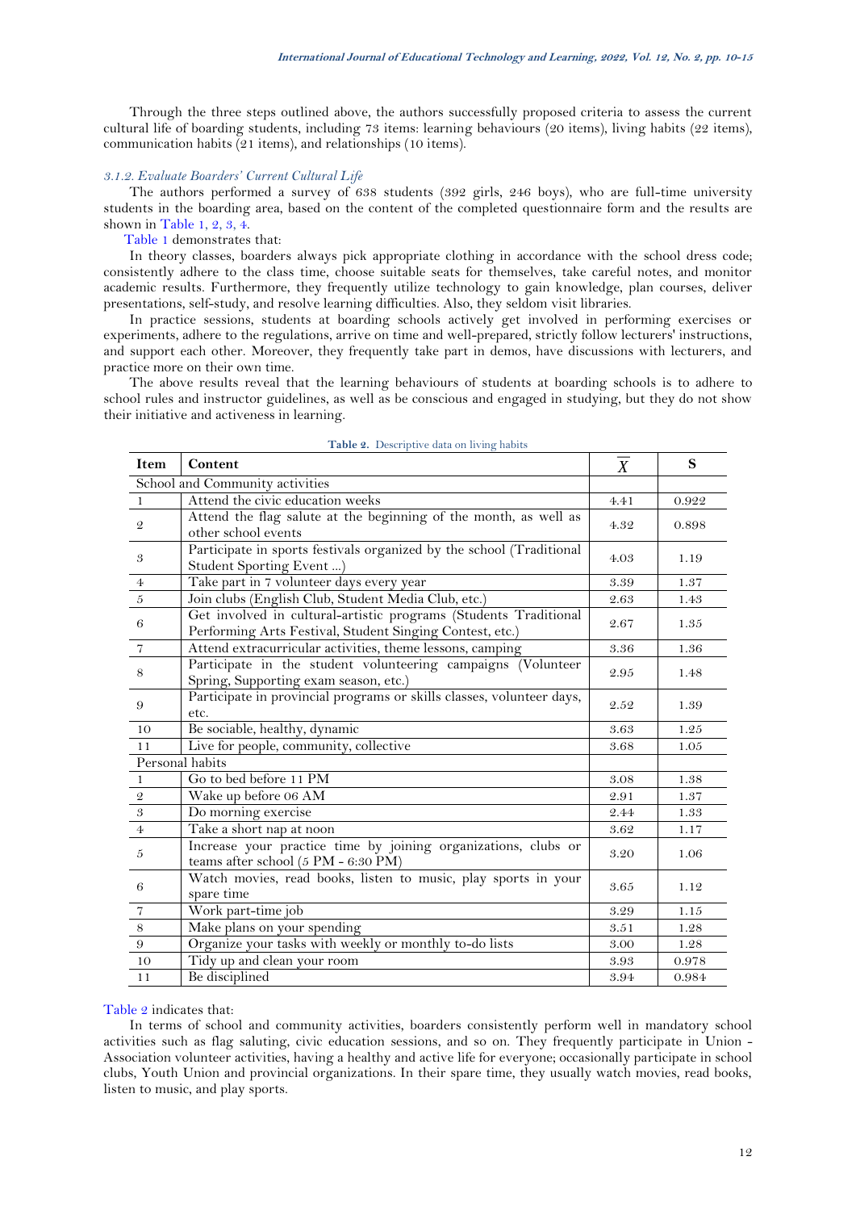Through the three steps outlined above, the authors successfully proposed criteria to assess the current cultural life of boarding students, including 73 items: learning behaviours (20 items), living habits (22 items), communication habits (21 items), and relationships (10 items).

#### *3.1.2. Evaluate Boarders' Current Cultural Life*

The authors performed a survey of 638 students (392 girls, 246 boys), who are full-time university students in the boarding area, based on the content of the completed questionnaire form and the results are shown in Table 1, 2, 3, 4.

Table 1 demonstrates that:

In theory classes, boarders always pick appropriate clothing in accordance with the school dress code; consistently adhere to the class time, choose suitable seats for themselves, take careful notes, and monitor academic results. Furthermore, they frequently utilize technology to gain knowledge, plan courses, deliver presentations, self-study, and resolve learning difficulties. Also, they seldom visit libraries.

In practice sessions, students at boarding schools actively get involved in performing exercises or experiments, adhere to the regulations, arrive on time and well-prepared, strictly follow lecturers' instructions, and support each other. Moreover, they frequently take part in demos, have discussions with lecturers, and practice more on their own time.

The above results reveal that the learning behaviours of students at boarding schools is to adhere to school rules and instructor guidelines, as well as be conscious and engaged in studying, but they do not show their initiative and activeness in learning.

**Table 2.** Descriptive data on living habits

| Item | Content | $\overline{X}$ | S |
|---|---|---|---|
| School and Community activities | | | |
| 1 | Attend the civic education weeks | 4.41 | 0.922 |
| 2 | Attend the flag salute at the beginning of the month, as well as other school events | 4.32 | 0.898 |
| 3 | Participate in sports festivals organized by the school (Traditional Student Sporting Event ...) | 4.03 | 1.19 |
| 4 | Take part in 7 volunteer days every year | 3.39 | 1.37 |
| 5 | Join clubs (English Club, Student Media Club, etc.) | 2.63 | 1.43 |
| 6 | Get involved in cultural-artistic programs (Students Traditional Performing Arts Festival, Student Singing Contest, etc.) | 2.67 | 1.35 |
| 7 | Attend extracurricular activities, theme lessons, camping | 3.36 | 1.36 |
| 8 | Participate in the student volunteering campaigns (Volunteer Spring, Supporting exam season, etc.) | 2.95 | 1.48 |
| 9 | Participate in provincial programs or skills classes, volunteer days, etc. | 2.52 | 1.39 |
| 10 | Be sociable, healthy, dynamic | 3.63 | 1.25 |
| 11 | Live for people, community, collective | 3.68 | 1.05 |
| Personal habits | | | |
| 1 | Go to bed before 11 PM | 3.08 | 1.38 |
| 2 | Wake up before 06 AM | 2.91 | 1.37 |
| 3 | Do morning exercise | 2.44 | 1.33 |
| 4 | Take a short nap at noon | 3.62 | 1.17 |
| 5 | Increase your practice time by joining organizations, clubs or teams after school (5 PM - 6:30 PM) | 3.20 | 1.06 |
| 6 | Watch movies, read books, listen to music, play sports in your spare time | 3.65 | 1.12 |
| 7 | Work part-time job | 3.29 | 1.15 |
| 8 | Make plans on your spending | 3.51 | 1.28 |
| 9 | Organize your tasks with weekly or monthly to-do lists | 3.00 | 1.28 |
| 10 | Tidy up and clean your room | 3.93 | 0.978 |
| 11 | Be disciplined | 3.94 | 0.984 |

Table 2 indicates that:

In terms of school and community activities, boarders consistently perform well in mandatory school activities such as flag saluting, civic education sessions, and so on. They frequently participate in Union - Association volunteer activities, having a healthy and active life for everyone; occasionally participate in school clubs, Youth Union and provincial organizations. In their spare time, they usually watch movies, read books, listen to music, and play sports.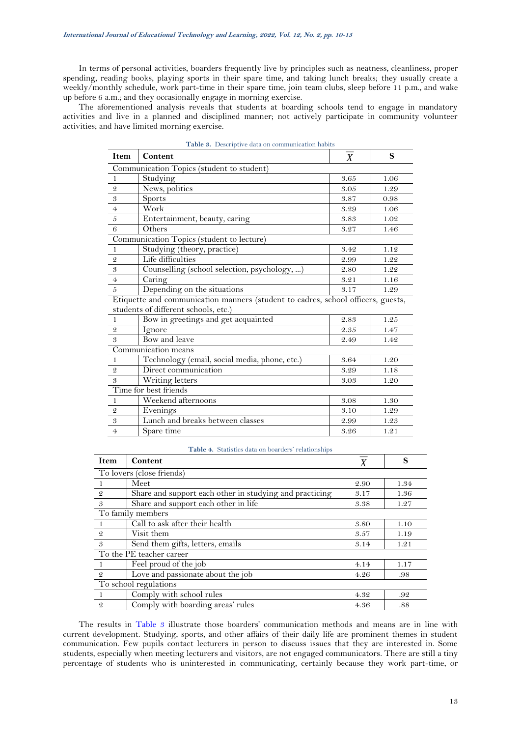In terms of personal activities, boarders frequently live by principles such as neatness, cleanliness, proper spending, reading books, playing sports in their spare time, and taking lunch breaks; they usually create a weekly/monthly schedule, work part-time in their spare time, join team clubs, sleep before 11 p.m., and wake up before 6 a.m.; and they occasionally engage in morning exercise.

The aforementioned analysis reveals that students at boarding schools tend to engage in mandatory activities and live in a planned and disciplined manner; not actively participate in community volunteer activities; and have limited morning exercise.

**Table 3.** Descriptive data on communication habits

| Item | Content | $\overline{X}$ | S |
|---|---|---|---|
| Communication Topics (student to student) | | | |
| 1 | Studying | 3.65 | 1.06 |
| 2 | News, politics | 3.05 | 1.29 |
| 3 | Sports | 3.87 | 0.98 |
| 4 | Work | 3.29 | 1.06 |
| 5 | Entertainment, beauty, caring | 3.83 | 1.02 |
| 6 | Others | 3.27 | 1.46 |
| Communication Topics (student to lecture) | | | |
| 1 | Studying (theory, practice) | 3.42 | 1.12 |
| 2 | Life difficulties | 2.99 | 1.22 |
| 3 | Counselling (school selection, psychology, ...) | 2.80 | 1.22 |
| 4 | Caring | 3.21 | 1.16 |
| 5 | Depending on the situations | 3.17 | 1.29 |
| Etiquette and communication manners (student to cadres, school officers, guests, students of different schools, etc.) | | | |
| 1 | Bow in greetings and get acquainted | 2.83 | 1.25 |
| 2 | Ignore | 2.35 | 1.47 |
| 3 | Bow and leave | 2.49 | 1.42 |
| Communication means | | | |
| 1 | Technology (email, social media, phone, etc.) | 3.64 | 1.20 |
| 2 | Direct communication | 3.29 | 1.18 |
| 3 | Writing letters | 3.03 | 1.20 |
| Time for best friends | | | |
| 1 | Weekend afternoons | 3.08 | 1.30 |
| 2 | Evenings | 3.10 | 1.29 |
| 3 | Lunch and breaks between classes | 2.99 | 1.23 |
| 4 | Spare time | 3.26 | 1.21 |

**Table 4.** Statistics data on boarders' relationships

| Item | Content | $\overline{X}$ | S |
|---|---|---|---|
| To lovers (close friends) | | | |
| 1 | Meet | 2.90 | 1.34 |
| 2 | Share and support each other in studying and practicing | 3.17 | 1.36 |
| 3 | Share and support each other in life | 3.38 | 1.27 |
| To family members | | | |
| 1 | Call to ask after their health | 3.80 | 1.10 |
| 2 | Visit them | 3.57 | 1.19 |
| 3 | Send them gifts, letters, emails | 3.14 | 1.21 |
| To the PE teacher career | | | |
| 1 | Feel proud of the job | 4.14 | 1.17 |
| 2 | Love and passionate about the job | 4.26 | .98 |
| To school regulations | | | |
| 1 | Comply with school rules | 4.32 | .92 |
| 2 | Comply with boarding areas' rules | 4.36 | .88 |

The results in Table 3 illustrate those boarders' communication methods and means are in line with current development. Studying, sports, and other affairs of their daily life are prominent themes in student communication. Few pupils contact lecturers in person to discuss issues that they are interested in. Some students, especially when meeting lecturers and visitors, are not engaged communicators. There are still a tiny percentage of students who is uninterested in communicating, certainly because they work part-time, or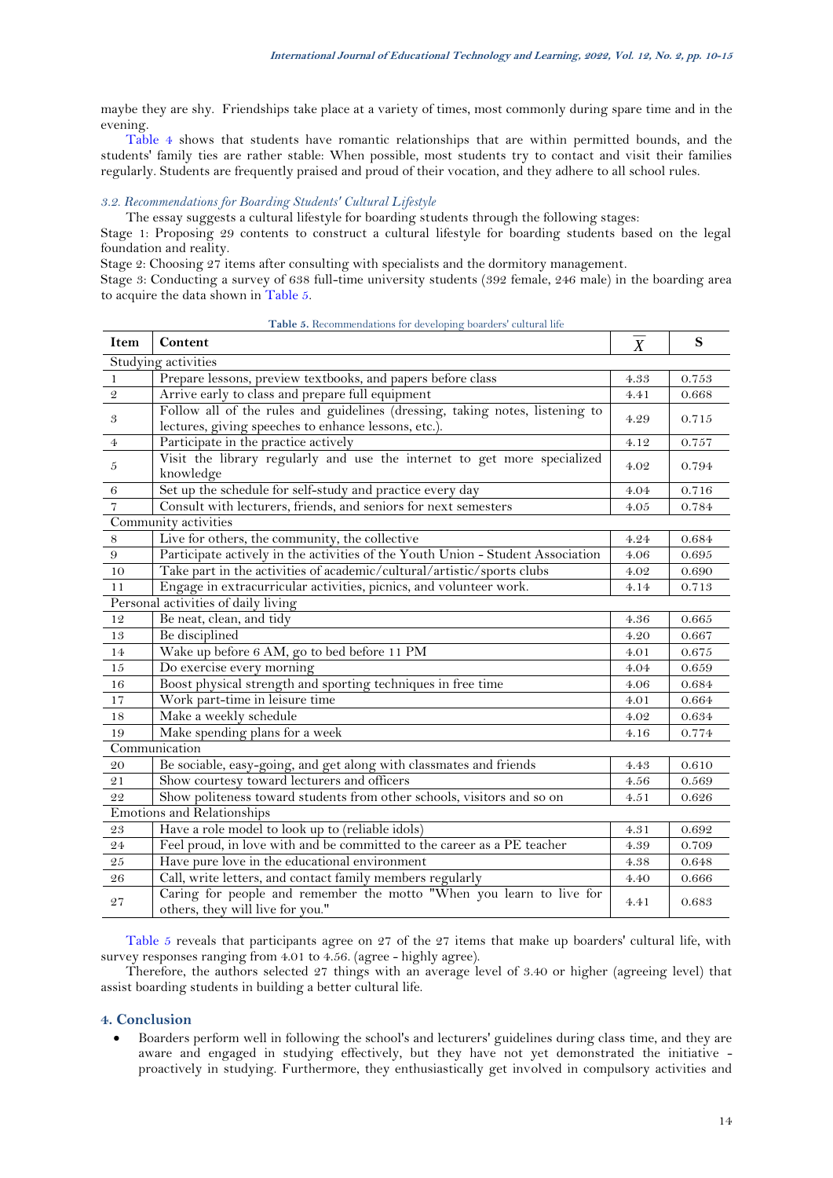maybe they are shy. Friendships take place at a variety of times, most commonly during spare time and in the evening.

Table 4 shows that students have romantic relationships that are within permitted bounds, and the students' family ties are rather stable: When possible, most students try to contact and visit their families regularly. Students are frequently praised and proud of their vocation, and they adhere to all school rules.

### *3.2. Recommendations for Boarding Students' Cultural Lifestyle*

The essay suggests a cultural lifestyle for boarding students through the following stages:

Stage 1: Proposing 29 contents to construct a cultural lifestyle for boarding students based on the legal foundation and reality.

Stage 2: Choosing 27 items after consulting with specialists and the dormitory management.

Stage 3: Conducting a survey of 638 full-time university students (392 female, 246 male) in the boarding area to acquire the data shown in Table 5.

**Table 5.** Recommendations for developing boarders' cultural life

| Item | Content | $\overline{X}$ | S |
|---|---|---|---|
| Studying activities | | | |
| 1 | Prepare lessons, preview textbooks, and papers before class | 4.33 | 0.753 |
| 2 | Arrive early to class and prepare full equipment | 4.41 | 0.668 |
| 3 | Follow all of the rules and guidelines (dressing, taking notes, listening to lectures, giving speeches to enhance lessons, etc.). | 4.29 | 0.715 |
| 4 | Participate in the practice actively | 4.12 | 0.757 |
| 5 | Visit the library regularly and use the internet to get more specialized knowledge | 4.02 | 0.794 |
| 6 | Set up the schedule for self-study and practice every day | 4.04 | 0.716 |
| 7 | Consult with lecturers, friends, and seniors for next semesters | 4.05 | 0.784 |
| Community activities | | | |
| 8 | Live for others, the community, the collective | 4.24 | 0.684 |
| 9 | Participate actively in the activities of the Youth Union - Student Association | 4.06 | 0.695 |
| 10 | Take part in the activities of academic/cultural/artistic/sports clubs | 4.02 | 0.690 |
| 11 | Engage in extracurricular activities, picnics, and volunteer work. | 4.14 | 0.713 |
| Personal activities of daily living | | | |
| 12 | Be neat, clean, and tidy | 4.36 | 0.665 |
| 13 | Be disciplined | 4.20 | 0.667 |
| 14 | Wake up before 6 AM, go to bed before 11 PM | 4.01 | 0.675 |
| 15 | Do exercise every morning | 4.04 | 0.659 |
| 16 | Boost physical strength and sporting techniques in free time | 4.06 | 0.684 |
| 17 | Work part-time in leisure time | 4.01 | 0.664 |
| 18 | Make a weekly schedule | 4.02 | 0.634 |
| 19 | Make spending plans for a week | 4.16 | 0.774 |
| Communication | | | |
| 20 | Be sociable, easy-going, and get along with classmates and friends | 4.43 | 0.610 |
| 21 | Show courtesy toward lecturers and officers | 4.56 | 0.569 |
| 22 | Show politeness toward students from other schools, visitors and so on | 4.51 | 0.626 |
| Emotions and Relationships | | | |
| 23 | Have a role model to look up to (reliable idols) | 4.31 | 0.692 |
| 24 | Feel proud, in love with and be committed to the career as a PE teacher | 4.39 | 0.709 |
| 25 | Have pure love in the educational environment | 4.38 | 0.648 |
| 26 | Call, write letters, and contact family members regularly | 4.40 | 0.666 |
| 27 | Caring for people and remember the motto "When you learn to live for others, they will live for you." | 4.41 | 0.683 |

Table 5 reveals that participants agree on 27 of the 27 items that make up boarders' cultural life, with survey responses ranging from 4.01 to 4.56. (agree - highly agree).

Therefore, the authors selected 27 things with an average level of 3.40 or higher (agreeing level) that assist boarding students in building a better cultural life.

## 4. Conclusion

- Boarders perform well in following the school's and lecturers' guidelines during class time, and they are aware and engaged in studying effectively, but they have not yet demonstrated the initiative - proactively in studying. Furthermore, they enthusiastically get involved in compulsory activities and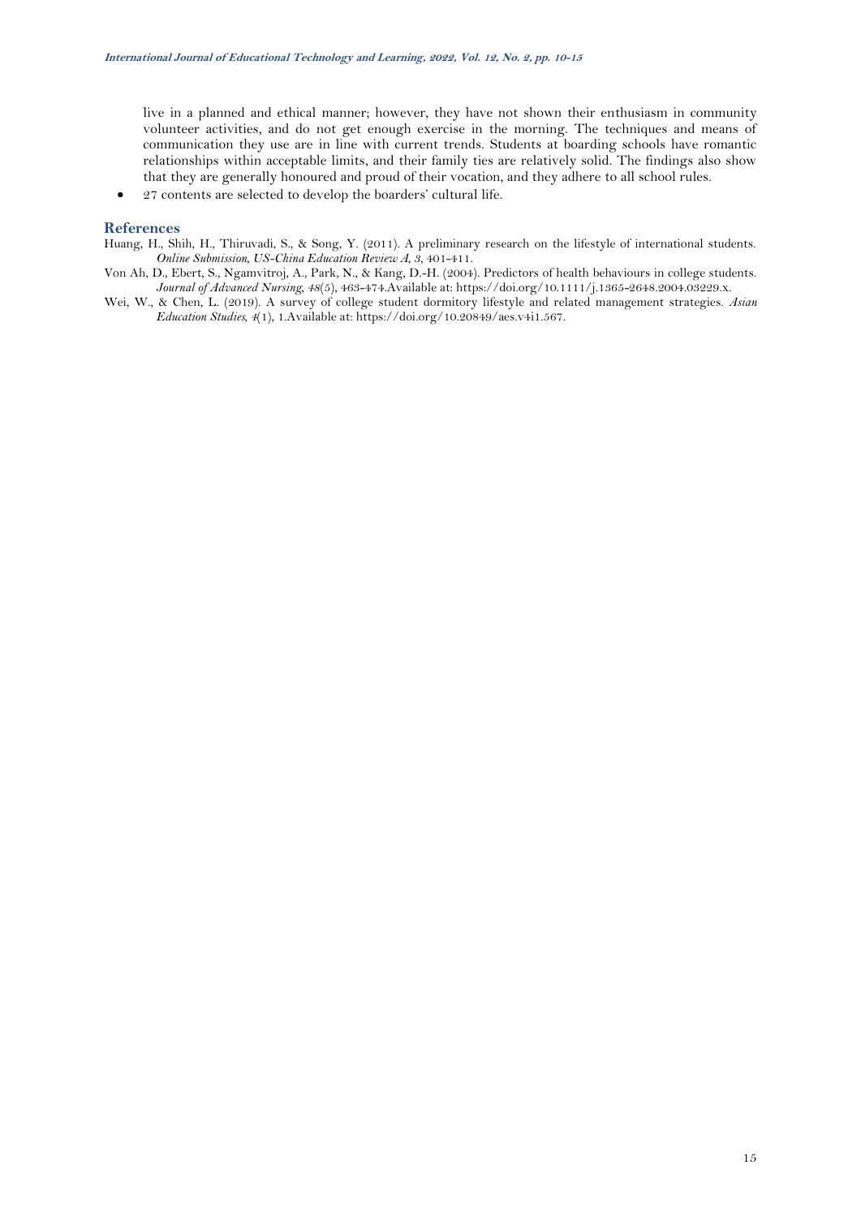live in a planned and ethical manner; however, they have not shown their enthusiasm in community volunteer activities, and do not get enough exercise in the morning. The techniques and means of communication they use are in line with current trends. Students at boarding schools have romantic relationships within acceptable limits, and their family ties are relatively solid. The findings also show that they are generally honoured and proud of their vocation, and they adhere to all school rules.

- 27 contents are selected to develop the boarders' cultural life.

## References

Huang, H., Shih, H., Thiruvadi, S., & Song, Y. (2011). A preliminary research on the lifestyle of international students. *Online Submission, US-China Education Review A, 3*, 401-411.

Von Ah, D., Ebert, S., Ngamvitroj, A., Park, N., & Kang, D.-H. (2004). Predictors of health behaviours in college students. *Journal of Advanced Nursing, 48*(5), 463-474.Available at: https://doi.org/10.1111/j.1365-2648.2004.03229.x.

Wei, W., & Chen, L. (2019). A survey of college student dormitory lifestyle and related management strategies. *Asian Education Studies, 4*(1), 1.Available at: https://doi.org/10.20849/aes.v4i1.567.